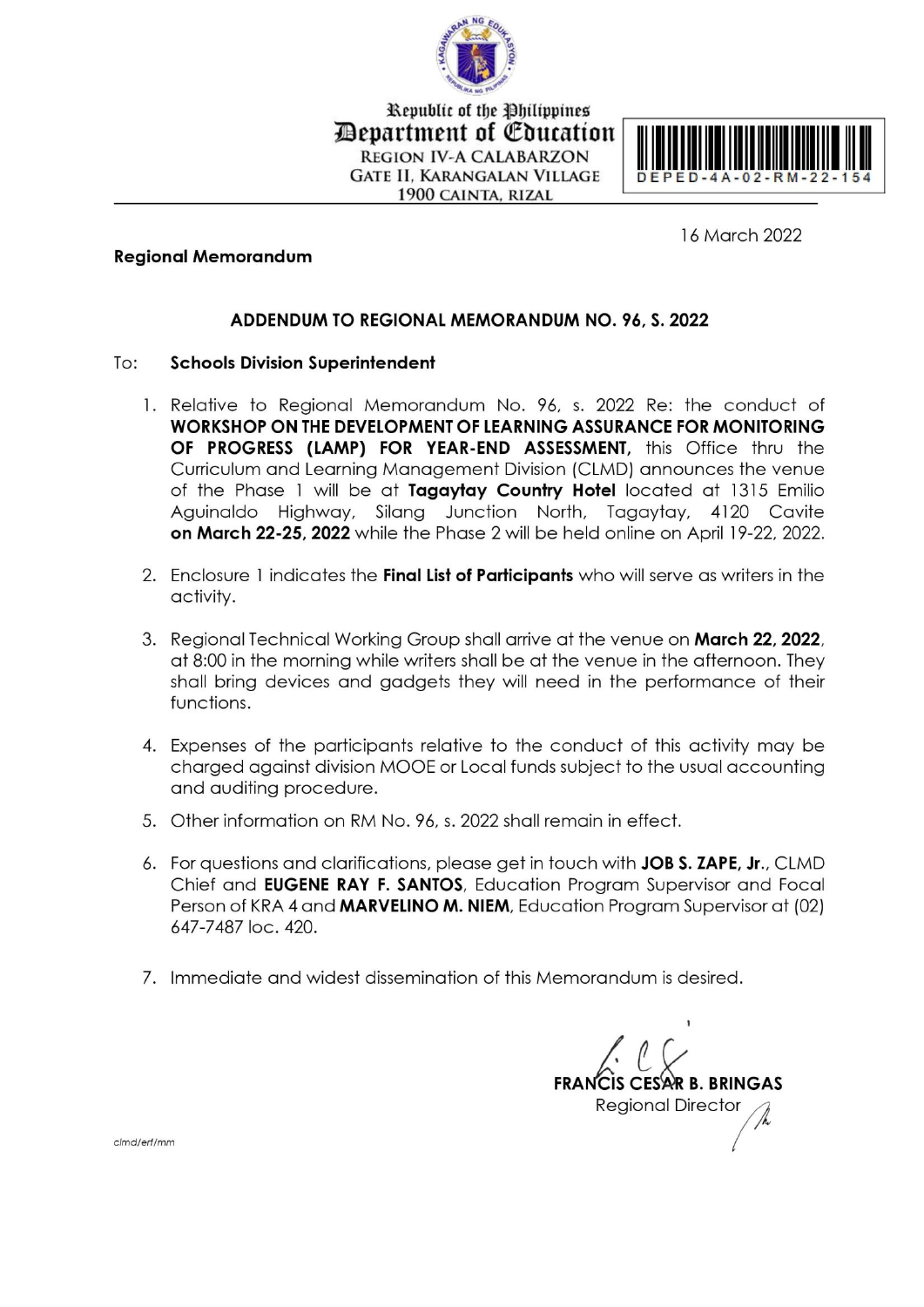Republic of the Philippines
**Department of Education**
REGION IV-A CALABARZON
GATE II, KARANGALAN VILLAGE
1900 CAINTA, RIZAL

DEPED-4A-02-RM-22-154

16 March 2022

**Regional Memorandum**

## ADDENDUM TO REGIONAL MEMORANDUM NO. 96, S. 2022

To: **Schools Division Superintendent**

1. Relative to Regional Memorandum No. 96, s. 2022 Re: the conduct of **WORKSHOP ON THE DEVELOPMENT OF LEARNING ASSURANCE FOR MONITORING OF PROGRESS (LAMP) FOR YEAR-END ASSESSMENT,** this Office thru the Curriculum and Learning Management Division (CLMD) announces the venue of the Phase 1 will be at **Tagaytay Country Hotel** located at 1315 Emilio Aguinaldo Highway, Silang Junction North, Tagaytay, 4120 Cavite **on March 22-25, 2022** while the Phase 2 will be held online on April 19-22, 2022.

2. Enclosure 1 indicates the **Final List of Participants** who will serve as writers in the activity.

3. Regional Technical Working Group shall arrive at the venue on **March 22, 2022**, at 8:00 in the morning while writers shall be at the venue in the afternoon. They shall bring devices and gadgets they will need in the performance of their functions.

4. Expenses of the participants relative to the conduct of this activity may be charged against division MOOE or Local funds subject to the usual accounting and auditing procedure.

5. Other information on RM No. 96, s. 2022 shall remain in effect.

6. For questions and clarifications, please get in touch with **JOB S. ZAPE, Jr.**, CLMD Chief and **EUGENE RAY F. SANTOS**, Education Program Supervisor and Focal Person of KRA 4 and **MARVELINO M. NIEM**, Education Program Supervisor at (02) 647-7487 loc. 420.

7. Immediate and widest dissemination of this Memorandum is desired.

**FRANCIS CESAR B. BRINGAS**
Regional Director

clmd/erf/mm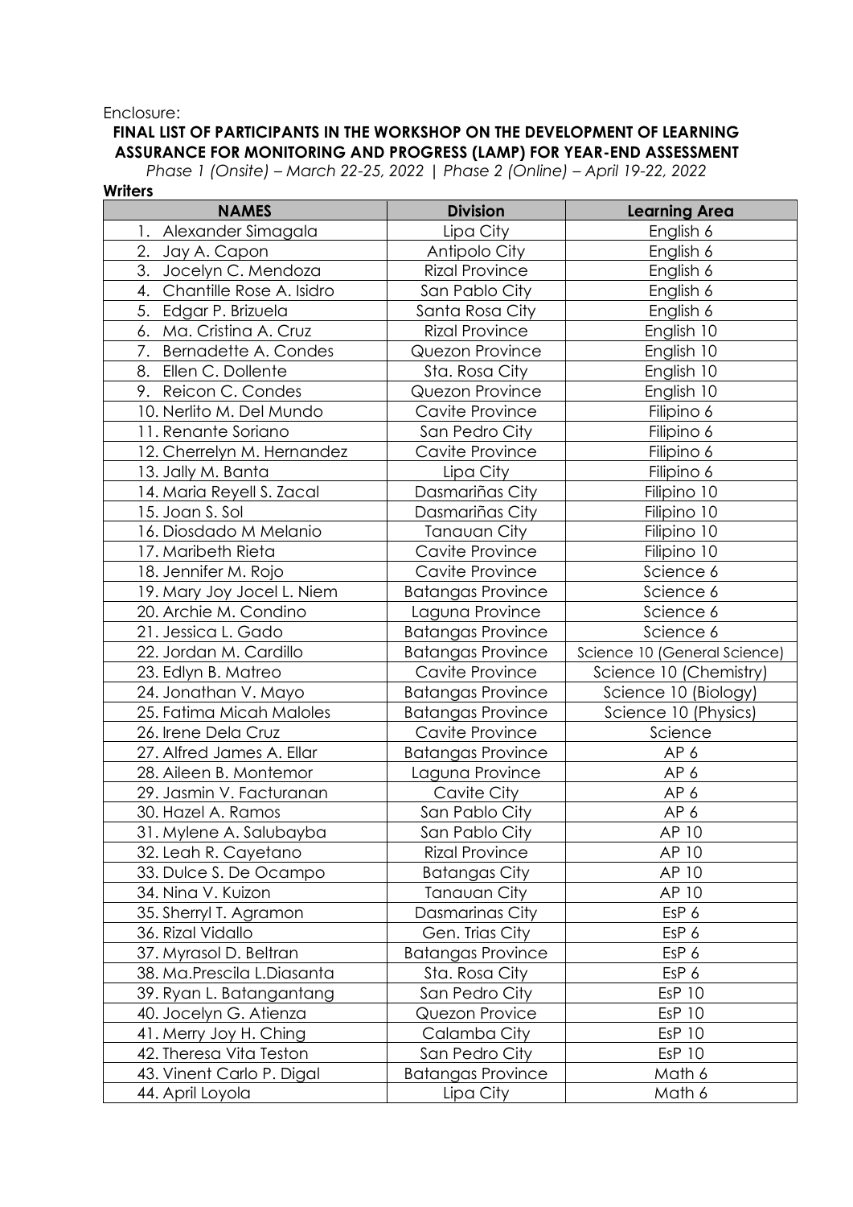Enclosure:

**FINAL LIST OF PARTICIPANTS IN THE WORKSHOP ON THE DEVELOPMENT OF LEARNING ASSURANCE FOR MONITORING AND PROGRESS (LAMP) FOR YEAR-END ASSESSMENT**

*Phase 1 (Onsite) – March 22-25, 2022 | Phase 2 (Online) – April 19-22, 2022*

**Writers**

| NAMES | Division | Learning Area |
|---|---|---|
| 1. Alexander Simagala | Lipa City | English 6 |
| 2. Jay A. Capon | Antipolo City | English 6 |
| 3. Jocelyn C. Mendoza | Rizal Province | English 6 |
| 4. Chantille Rose A. Isidro | San Pablo City | English 6 |
| 5. Edgar P. Brizuela | Santa Rosa City | English 6 |
| 6. Ma. Cristina A. Cruz | Rizal Province | English 10 |
| 7. Bernadette A. Condes | Quezon Province | English 10 |
| 8. Ellen C. Dollente | Sta. Rosa City | English 10 |
| 9. Reicon C. Condes | Quezon Province | English 10 |
| 10. Nerlito M. Del Mundo | Cavite Province | Filipino 6 |
| 11. Renante Soriano | San Pedro City | Filipino 6 |
| 12. Cherrelyn M. Hernandez | Cavite Province | Filipino 6 |
| 13. Jally M. Banta | Lipa City | Filipino 6 |
| 14. Maria Reyell S. Zacal | Dasmariñas City | Filipino 10 |
| 15. Joan S. Sol | Dasmariñas City | Filipino 10 |
| 16. Diosdado M Melanio | Tanauan City | Filipino 10 |
| 17. Maribeth Rieta | Cavite Province | Filipino 10 |
| 18. Jennifer M. Rojo | Cavite Province | Science 6 |
| 19. Mary Joy Jocel L. Niem | Batangas Province | Science 6 |
| 20. Archie M. Condino | Laguna Province | Science 6 |
| 21. Jessica L. Gado | Batangas Province | Science 6 |
| 22. Jordan M. Cardillo | Batangas Province | Science 10 (General Science) |
| 23. Edlyn B. Matreo | Cavite Province | Science 10 (Chemistry) |
| 24. Jonathan V. Mayo | Batangas Province | Science 10 (Biology) |
| 25. Fatima Micah Maloles | Batangas Province | Science 10 (Physics) |
| 26. Irene Dela Cruz | Cavite Province | Science |
| 27. Alfred James A. Ellar | Batangas Province | AP 6 |
| 28. Aileen B. Montemor | Laguna Province | AP 6 |
| 29. Jasmin V. Facturanan | Cavite City | AP 6 |
| 30. Hazel A. Ramos | San Pablo City | AP 6 |
| 31. Mylene A. Salubayba | San Pablo City | AP 10 |
| 32. Leah R. Cayetano | Rizal Province | AP 10 |
| 33. Dulce S. De Ocampo | Batangas City | AP 10 |
| 34. Nina V. Kuizon | Tanauan City | AP 10 |
| 35. Sherryl T. Agramon | Dasmarinas City | EsP 6 |
| 36. Rizal Vidallo | Gen. Trias City | EsP 6 |
| 37. Myrasol D. Beltran | Batangas Province | EsP 6 |
| 38. Ma.Prescila L.Diasanta | Sta. Rosa City | EsP 6 |
| 39. Ryan L. Batangantang | San Pedro City | EsP 10 |
| 40. Jocelyn G. Atienza | Quezon Provice | EsP 10 |
| 41. Merry Joy H. Ching | Calamba City | EsP 10 |
| 42. Theresa Vita Teston | San Pedro City | EsP 10 |
| 43. Vinent Carlo P. Digal | Batangas Province | Math 6 |
| 44. April Loyola | Lipa City | Math 6 |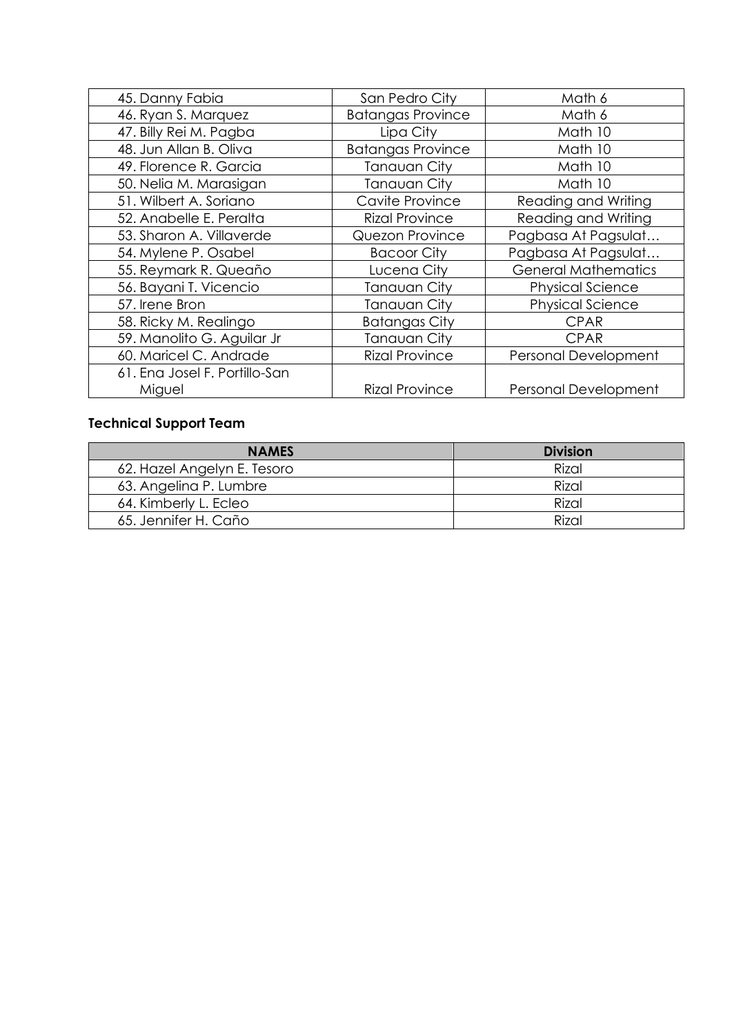| | | |
|---|---|---|
| 45. Danny Fabia | San Pedro City | Math 6 |
| 46. Ryan S. Marquez | Batangas Province | Math 6 |
| 47. Billy Rei M. Pagba | Lipa City | Math 10 |
| 48. Jun Allan B. Oliva | Batangas Province | Math 10 |
| 49. Florence R. Garcia | Tanauan City | Math 10 |
| 50. Nelia M. Marasigan | Tanauan City | Math 10 |
| 51. Wilbert A. Soriano | Cavite Province | Reading and Writing |
| 52. Anabelle E. Peralta | Rizal Province | Reading and Writing |
| 53. Sharon A. Villaverde | Quezon Province | Pagbasa At Pagsulat… |
| 54. Mylene P. Osabel | Bacoor City | Pagbasa At Pagsulat… |
| 55. Reymark R. Queaño | Lucena City | General Mathematics |
| 56. Bayani T. Vicencio | Tanauan City | Physical Science |
| 57. Irene Bron | Tanauan City | Physical Science |
| 58. Ricky M. Realingo | Batangas City | CPAR |
| 59. Manolito G. Aguilar Jr | Tanauan City | CPAR |
| 60. Maricel C. Andrade | Rizal Province | Personal Development |
| 61. Ena Josel F. Portillo-San Miguel | Rizal Province | Personal Development |

**Technical Support Team**

| NAMES | Division |
|---|---|
| 62. Hazel Angelyn E. Tesoro | Rizal |
| 63. Angelina P. Lumbre | Rizal |
| 64. Kimberly L. Ecleo | Rizal |
| 65. Jennifer H. Caño | Rizal |